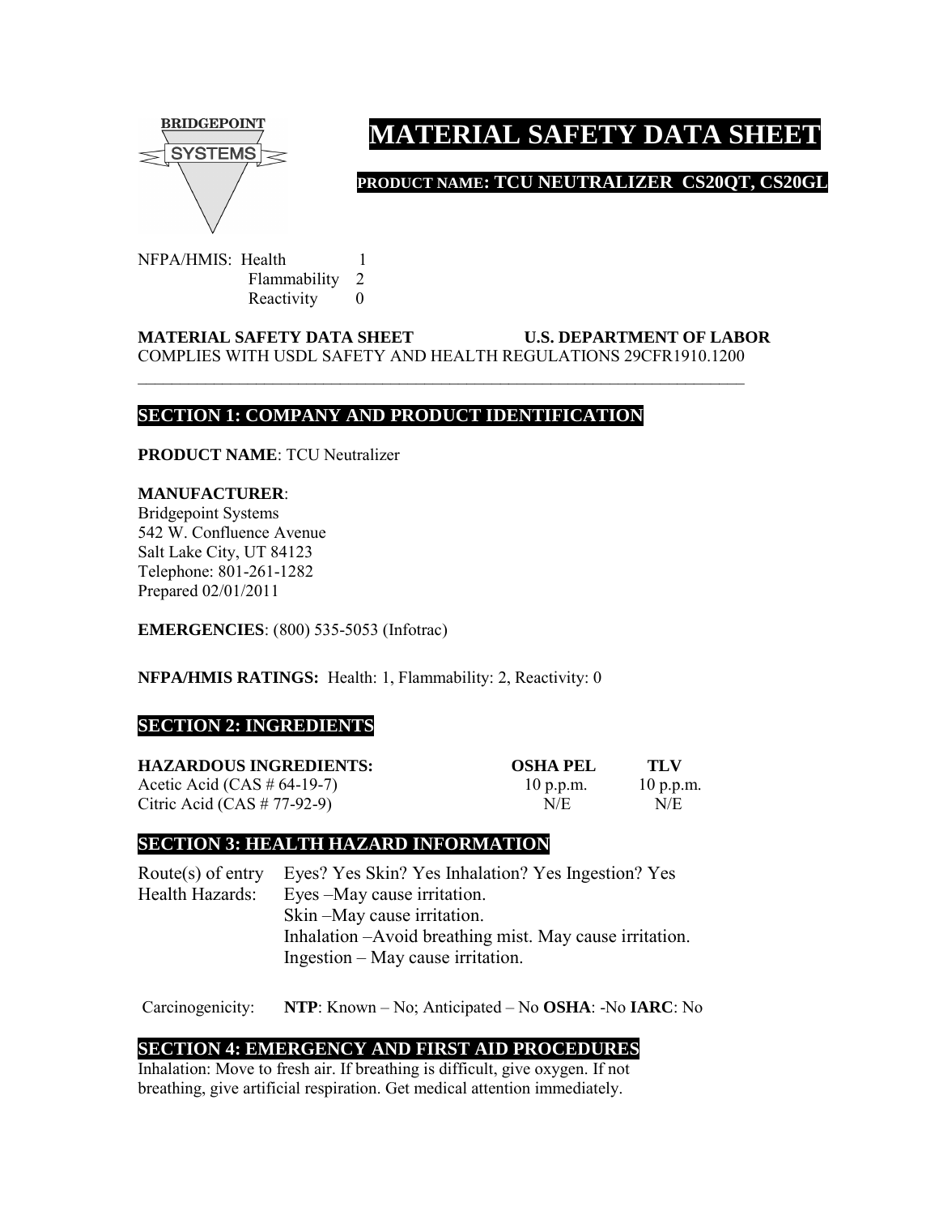BRIDGEPOINT SYSTEMS

# MATERIAL SAFETY DATA SHEET

**PRODUCT NAME: TCU NEUTRALIZER CS20QT, CS20GL**

NFPA/HMIS: Health 1
Flammability 2
Reactivity 0

**MATERIAL SAFETY DATA SHEET** **U.S. DEPARTMENT OF LABOR**
COMPLIES WITH USDL SAFETY AND HEALTH REGULATIONS 29CFR1910.1200

---

## SECTION 1: COMPANY AND PRODUCT IDENTIFICATION

**PRODUCT NAME**: TCU Neutralizer

**MANUFACTURER**:
Bridgepoint Systems
542 W. Confluence Avenue
Salt Lake City, UT 84123
Telephone: 801-261-1282
Prepared 02/01/2011

**EMERGENCIES**: (800) 535-5053 (Infotrac)

**NFPA/HMIS RATINGS:** Health: 1, Flammability: 2, Reactivity: 0

## SECTION 2: INGREDIENTS

| **HAZARDOUS INGREDIENTS:** | **OSHA PEL** | **TLV** |
|---|---|---|
| Acetic Acid (CAS # 64-19-7) | 10 p.p.m. | 10 p.p.m. |
| Citric Acid (CAS # 77-92-9) | N/E | N/E |

## SECTION 3: HEALTH HAZARD INFORMATION

Route(s) of entry: Eyes? Yes Skin? Yes Inhalation? Yes Ingestion? Yes

Health Hazards:
- Eyes –May cause irritation.
- Skin –May cause irritation.
- Inhalation –Avoid breathing mist. May cause irritation.
- Ingestion – May cause irritation.

Carcinogenicity: **NTP**: Known – No; Anticipated – No **OSHA**: -No **IARC**: No

## SECTION 4: EMERGENCY AND FIRST AID PROCEDURES

Inhalation: Move to fresh air. If breathing is difficult, give oxygen. If not breathing, give artificial respiration. Get medical attention immediately.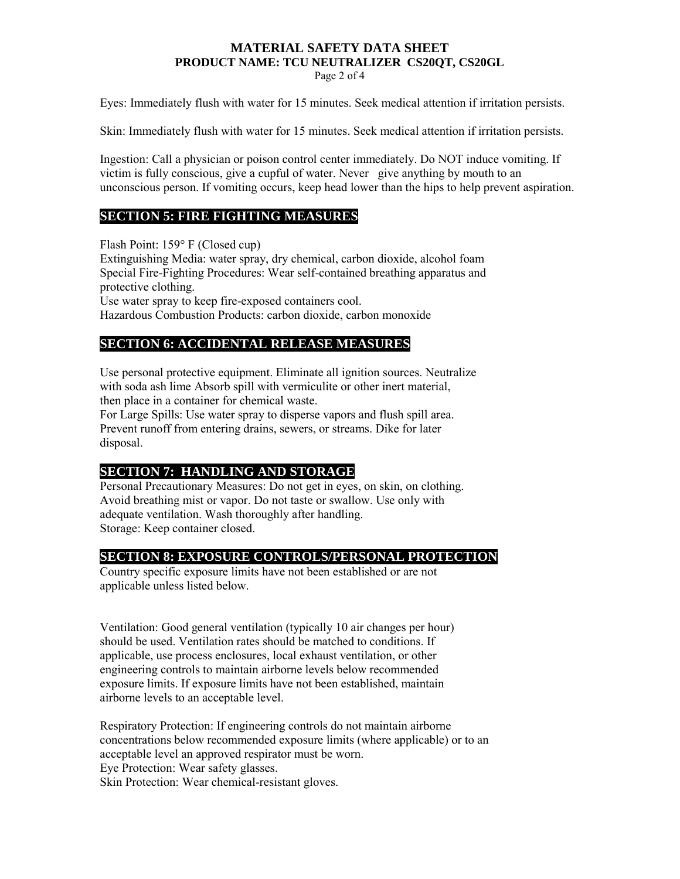Eyes: Immediately flush with water for 15 minutes. Seek medical attention if irritation persists.

Skin: Immediately flush with water for 15 minutes. Seek medical attention if irritation persists.

Ingestion: Call a physician or poison control center immediately. Do NOT induce vomiting. If victim is fully conscious, give a cupful of water. Never give anything by mouth to an unconscious person. If vomiting occurs, keep head lower than the hips to help prevent aspiration.

## SECTION 5: FIRE FIGHTING MEASURES

Flash Point: 159° F (Closed cup)
Extinguishing Media: water spray, dry chemical, carbon dioxide, alcohol foam
Special Fire-Fighting Procedures: Wear self-contained breathing apparatus and protective clothing.
Use water spray to keep fire-exposed containers cool.
Hazardous Combustion Products: carbon dioxide, carbon monoxide

## SECTION 6: ACCIDENTAL RELEASE MEASURES

Use personal protective equipment. Eliminate all ignition sources. Neutralize with soda ash lime Absorb spill with vermiculite or other inert material, then place in a container for chemical waste.
For Large Spills: Use water spray to disperse vapors and flush spill area. Prevent runoff from entering drains, sewers, or streams. Dike for later disposal.

## SECTION 7: HANDLING AND STORAGE

Personal Precautionary Measures: Do not get in eyes, on skin, on clothing. Avoid breathing mist or vapor. Do not taste or swallow. Use only with adequate ventilation. Wash thoroughly after handling.
Storage: Keep container closed.

## SECTION 8: EXPOSURE CONTROLS/PERSONAL PROTECTION

Country specific exposure limits have not been established or are not applicable unless listed below.

Ventilation: Good general ventilation (typically 10 air changes per hour) should be used. Ventilation rates should be matched to conditions. If applicable, use process enclosures, local exhaust ventilation, or other engineering controls to maintain airborne levels below recommended exposure limits. If exposure limits have not been established, maintain airborne levels to an acceptable level.

Respiratory Protection: If engineering controls do not maintain airborne concentrations below recommended exposure limits (where applicable) or to an acceptable level an approved respirator must be worn.
Eye Protection: Wear safety glasses.
Skin Protection: Wear chemical-resistant gloves.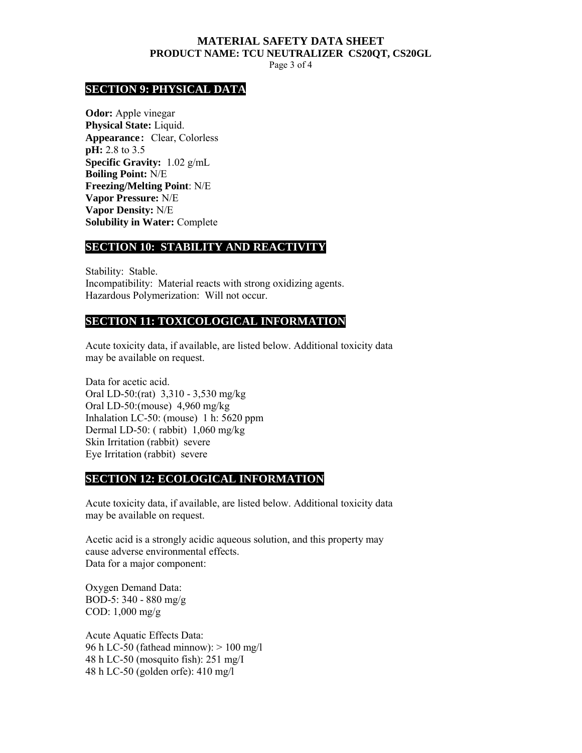## SECTION 9: PHYSICAL DATA

**Odor:** Apple vinegar
**Physical State:** Liquid.
**Appearance:** Clear, Colorless
**pH:** 2.8 to 3.5
**Specific Gravity:** 1.02 g/mL
**Boiling Point:** N/E
**Freezing/Melting Point**: N/E
**Vapor Pressure:** N/E
**Vapor Density:** N/E
**Solubility in Water:** Complete

## SECTION 10: STABILITY AND REACTIVITY

Stability: Stable.
Incompatibility: Material reacts with strong oxidizing agents.
Hazardous Polymerization: Will not occur.

## SECTION 11: TOXICOLOGICAL INFORMATION

Acute toxicity data, if available, are listed below. Additional toxicity data may be available on request.

Data for acetic acid.
Oral LD-50:(rat) 3,310 - 3,530 mg/kg
Oral LD-50:(mouse) 4,960 mg/kg
Inhalation LC-50: (mouse) 1 h: 5620 ppm
Dermal LD-50: ( rabbit) 1,060 mg/kg
Skin Irritation (rabbit) severe
Eye Irritation (rabbit) severe

## SECTION 12: ECOLOGICAL INFORMATION

Acute toxicity data, if available, are listed below. Additional toxicity data may be available on request.

Acetic acid is a strongly acidic aqueous solution, and this property may cause adverse environmental effects.
Data for a major component:

Oxygen Demand Data:
BOD-5: 340 - 880 mg/g
COD: 1,000 mg/g

Acute Aquatic Effects Data:
96 h LC-50 (fathead minnow): > 100 mg/l
48 h LC-50 (mosquito fish): 251 mg/I
48 h LC-50 (golden orfe): 410 mg/l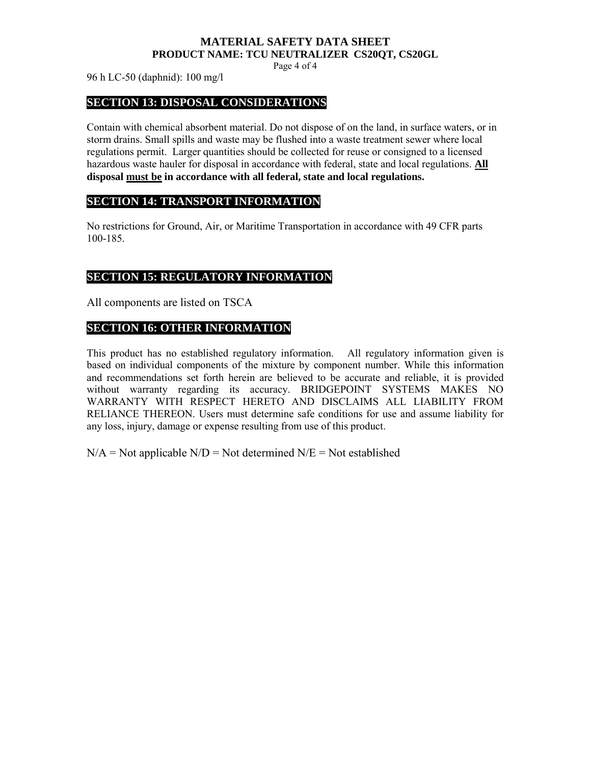96 h LC-50 (daphnid): 100 mg/l

## SECTION 13: DISPOSAL CONSIDERATIONS

Contain with chemical absorbent material. Do not dispose of on the land, in surface waters, or in storm drains. Small spills and waste may be flushed into a waste treatment sewer where local regulations permit. Larger quantities should be collected for reuse or consigned to a licensed hazardous waste hauler for disposal in accordance with federal, state and local regulations. **All disposal must be in accordance with all federal, state and local regulations.**

## SECTION 14: TRANSPORT INFORMATION

No restrictions for Ground, Air, or Maritime Transportation in accordance with 49 CFR parts 100-185.

## SECTION 15: REGULATORY INFORMATION

All components are listed on TSCA

## SECTION 16: OTHER INFORMATION

This product has no established regulatory information. All regulatory information given is based on individual components of the mixture by component number. While this information and recommendations set forth herein are believed to be accurate and reliable, it is provided without warranty regarding its accuracy. BRIDGEPOINT SYSTEMS MAKES NO WARRANTY WITH RESPECT HERETO AND DISCLAIMS ALL LIABILITY FROM RELIANCE THEREON. Users must determine safe conditions for use and assume liability for any loss, injury, damage or expense resulting from use of this product.

N/A = Not applicable N/D = Not determined N/E = Not established